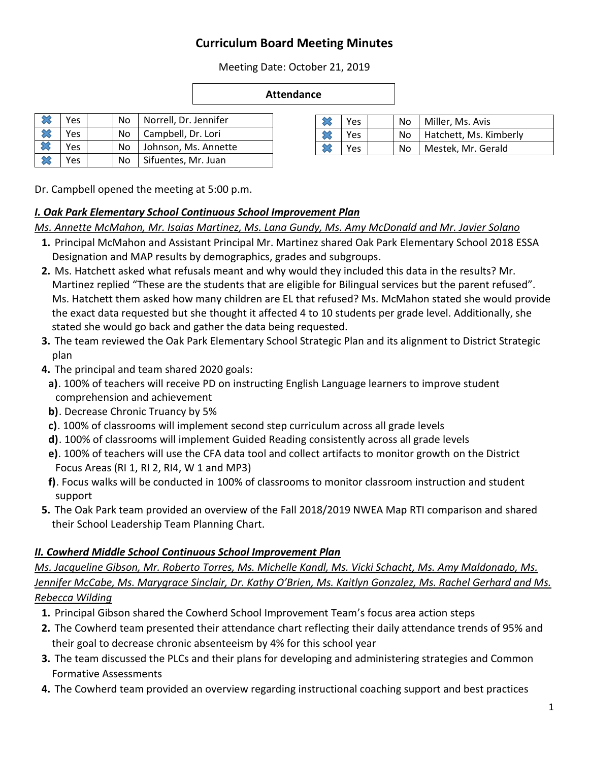# Curriculum Board Meeting Minutes

Meeting Date: October 21, 2019

**Attendance**

| | | | | |
|---|---|---|---|---|
| ✖ | Yes | | No | Norrell, Dr. Jennifer |
| ✖ | Yes | | No | Campbell, Dr. Lori |
| ✖ | Yes | | No | Johnson, Ms. Annette |
| ✖ | Yes | | No | Sifuentes, Mr. Juan |

| | | | | |
|---|---|---|---|---|
| ✖ | Yes | | No | Miller, Ms. Avis |
| ✖ | Yes | | No | Hatchett, Ms. Kimberly |
| ✖ | Yes | | No | Mestek, Mr. Gerald |

Dr. Campbell opened the meeting at 5:00 p.m.

***I. Oak Park Elementary School Continuous School Improvement Plan***

*Ms. Annette McMahon, Mr. Isaias Martinez, Ms. Lana Gundy, Ms. Amy McDonald and Mr. Javier Solano*

1. Principal McMahon and Assistant Principal Mr. Martinez shared Oak Park Elementary School 2018 ESSA Designation and MAP results by demographics, grades and subgroups.
2. Ms. Hatchett asked what refusals meant and why would they included this data in the results? Mr. Martinez replied "These are the students that are eligible for Bilingual services but the parent refused". Ms. Hatchett them asked how many children are EL that refused? Ms. McMahon stated she would provide the exact data requested but she thought it affected 4 to 10 students per grade level. Additionally, she stated she would go back and gather the data being requested.
3. The team reviewed the Oak Park Elementary School Strategic Plan and its alignment to District Strategic plan
4. The principal and team shared 2020 goals:
   **a)**. 100% of teachers will receive PD on instructing English Language learners to improve student comprehension and achievement
   **b)**. Decrease Chronic Truancy by 5%
   **c)**. 100% of classrooms will implement second step curriculum across all grade levels
   **d)**. 100% of classrooms will implement Guided Reading consistently across all grade levels
   **e)**. 100% of teachers will use the CFA data tool and collect artifacts to monitor growth on the District Focus Areas (RI 1, RI 2, RI4, W 1 and MP3)
   **f)**. Focus walks will be conducted in 100% of classrooms to monitor classroom instruction and student support
5. The Oak Park team provided an overview of the Fall 2018/2019 NWEA Map RTI comparison and shared their School Leadership Team Planning Chart.

***II. Cowherd Middle School Continuous School Improvement Plan***

*Ms. Jacqueline Gibson, Mr. Roberto Torres, Ms. Michelle Kandl, Ms. Vicki Schacht, Ms. Amy Maldonado, Ms. Jennifer McCabe, Ms. Marygrace Sinclair, Dr. Kathy O'Brien, Ms. Kaitlyn Gonzalez, Ms. Rachel Gerhard and Ms. Rebecca Wilding*

1. Principal Gibson shared the Cowherd School Improvement Team's focus area action steps
2. The Cowherd team presented their attendance chart reflecting their daily attendance trends of 95% and their goal to decrease chronic absenteeism by 4% for this school year
3. The team discussed the PLCs and their plans for developing and administering strategies and Common Formative Assessments
4. The Cowherd team provided an overview regarding instructional coaching support and best practices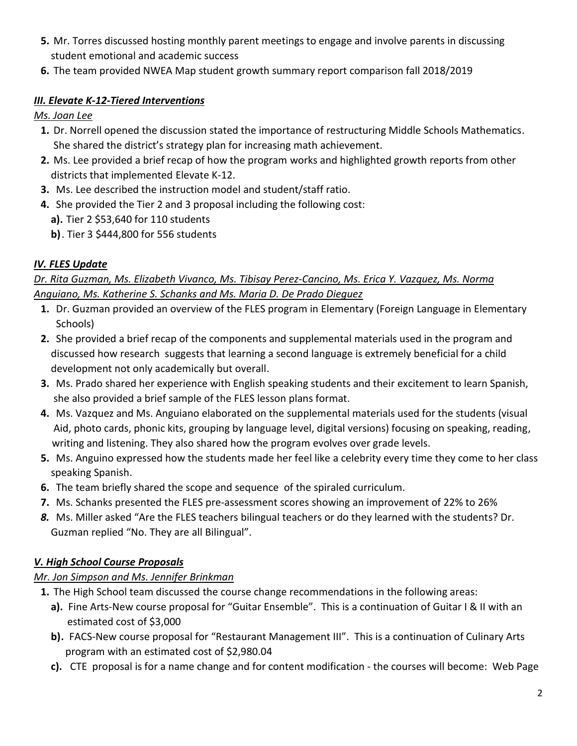5. Mr. Torres discussed hosting monthly parent meetings to engage and involve parents in discussing student emotional and academic success
6. The team provided NWEA Map student growth summary report comparison fall 2018/2019

### ***III. Elevate K-12-Tiered Interventions***

*Ms. Joan Lee*

1. Dr. Norrell opened the discussion stated the importance of restructuring Middle Schools Mathematics. She shared the district's strategy plan for increasing math achievement.
2. Ms. Lee provided a brief recap of how the program works and highlighted growth reports from other districts that implemented Elevate K-12.
3. Ms. Lee described the instruction model and student/staff ratio.
4. She provided the Tier 2 and 3 proposal including the following cost:
   **a).** Tier 2 $53,640 for 110 students
   **b)**. Tier 3 $444,800 for 556 students

### ***IV. FLES Update***

*Dr. Rita Guzman, Ms. Elizabeth Vivanco, Ms. Tibisay Perez-Cancino, Ms. Erica Y. Vazquez, Ms. Norma Anguiano, Ms. Katherine S. Schanks and Ms. Maria D. De Prado Dieguez*

1. Dr. Guzman provided an overview of the FLES program in Elementary (Foreign Language in Elementary Schools)
2. She provided a brief recap of the components and supplemental materials used in the program and discussed how research suggests that learning a second language is extremely beneficial for a child development not only academically but overall.
3. Ms. Prado shared her experience with English speaking students and their excitement to learn Spanish, she also provided a brief sample of the FLES lesson plans format.
4. Ms. Vazquez and Ms. Anguiano elaborated on the supplemental materials used for the students (visual Aid, photo cards, phonic kits, grouping by language level, digital versions) focusing on speaking, reading, writing and listening. They also shared how the program evolves over grade levels.
5. Ms. Anguino expressed how the students made her feel like a celebrity every time they come to her class speaking Spanish.
6. The team briefly shared the scope and sequence of the spiraled curriculum.
7. Ms. Schanks presented the FLES pre-assessment scores showing an improvement of 22% to 26%
8. Ms. Miller asked "Are the FLES teachers bilingual teachers or do they learned with the students? Dr. Guzman replied "No. They are all Bilingual".

### ***V. High School Course Proposals***

*Mr. Jon Simpson and Ms. Jennifer Brinkman*

1. The High School team discussed the course change recommendations in the following areas:
   **a).** Fine Arts-New course proposal for "Guitar Ensemble". This is a continuation of Guitar I & II with an estimated cost of $3,000
   **b).** FACS-New course proposal for "Restaurant Management III". This is a continuation of Culinary Arts program with an estimated cost of $2,980.04
   **c).** CTE proposal is for a name change and for content modification - the courses will become: Web Page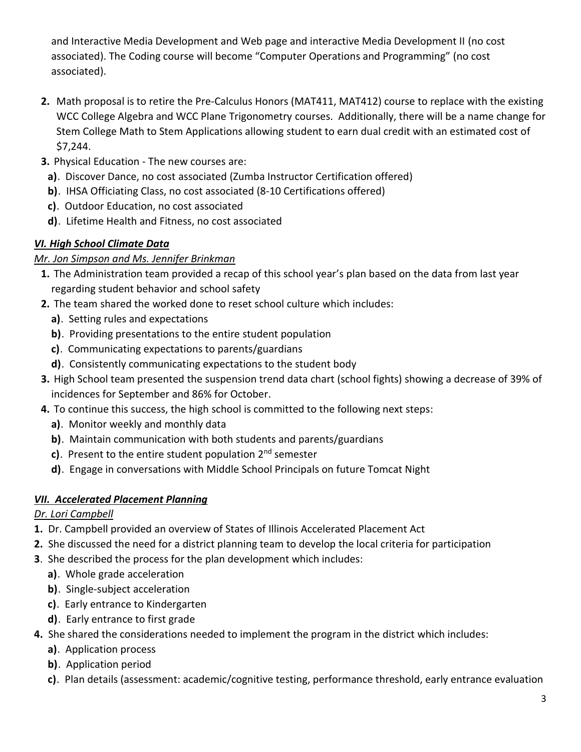and Interactive Media Development and Web page and interactive Media Development II (no cost associated). The Coding course will become "Computer Operations and Programming" (no cost associated).

2. Math proposal is to retire the Pre-Calculus Honors (MAT411, MAT412) course to replace with the existing WCC College Algebra and WCC Plane Trigonometry courses. Additionally, there will be a name change for Stem College Math to Stem Applications allowing student to earn dual credit with an estimated cost of $7,244.
3. Physical Education - The new courses are:
   - **a)**. Discover Dance, no cost associated (Zumba Instructor Certification offered)
   - **b)**. IHSA Officiating Class, no cost associated (8-10 Certifications offered)
   - **c)**. Outdoor Education, no cost associated
   - **d)**. Lifetime Health and Fitness, no cost associated

## ***VI. High School Climate Data***

*Mr. Jon Simpson and Ms. Jennifer Brinkman*

1. The Administration team provided a recap of this school year's plan based on the data from last year regarding student behavior and school safety
2. The team shared the worked done to reset school culture which includes:
   - **a)**. Setting rules and expectations
   - **b)**. Providing presentations to the entire student population
   - **c)**. Communicating expectations to parents/guardians
   - **d)**. Consistently communicating expectations to the student body
3. High School team presented the suspension trend data chart (school fights) showing a decrease of 39% of incidences for September and 86% for October.
4. To continue this success, the high school is committed to the following next steps:
   - **a)**. Monitor weekly and monthly data
   - **b)**. Maintain communication with both students and parents/guardians
   - **c)**. Present to the entire student population 2nd semester
   - **d)**. Engage in conversations with Middle School Principals on future Tomcat Night

## ***VII. Accelerated Placement Planning***

*Dr. Lori Campbell*

1. Dr. Campbell provided an overview of States of Illinois Accelerated Placement Act
2. She discussed the need for a district planning team to develop the local criteria for participation
3. She described the process for the plan development which includes:
   - **a)**. Whole grade acceleration
   - **b)**. Single-subject acceleration
   - **c)**. Early entrance to Kindergarten
   - **d)**. Early entrance to first grade
4. She shared the considerations needed to implement the program in the district which includes:
   - **a)**. Application process
   - **b)**. Application period
   - **c)**. Plan details (assessment: academic/cognitive testing, performance threshold, early entrance evaluation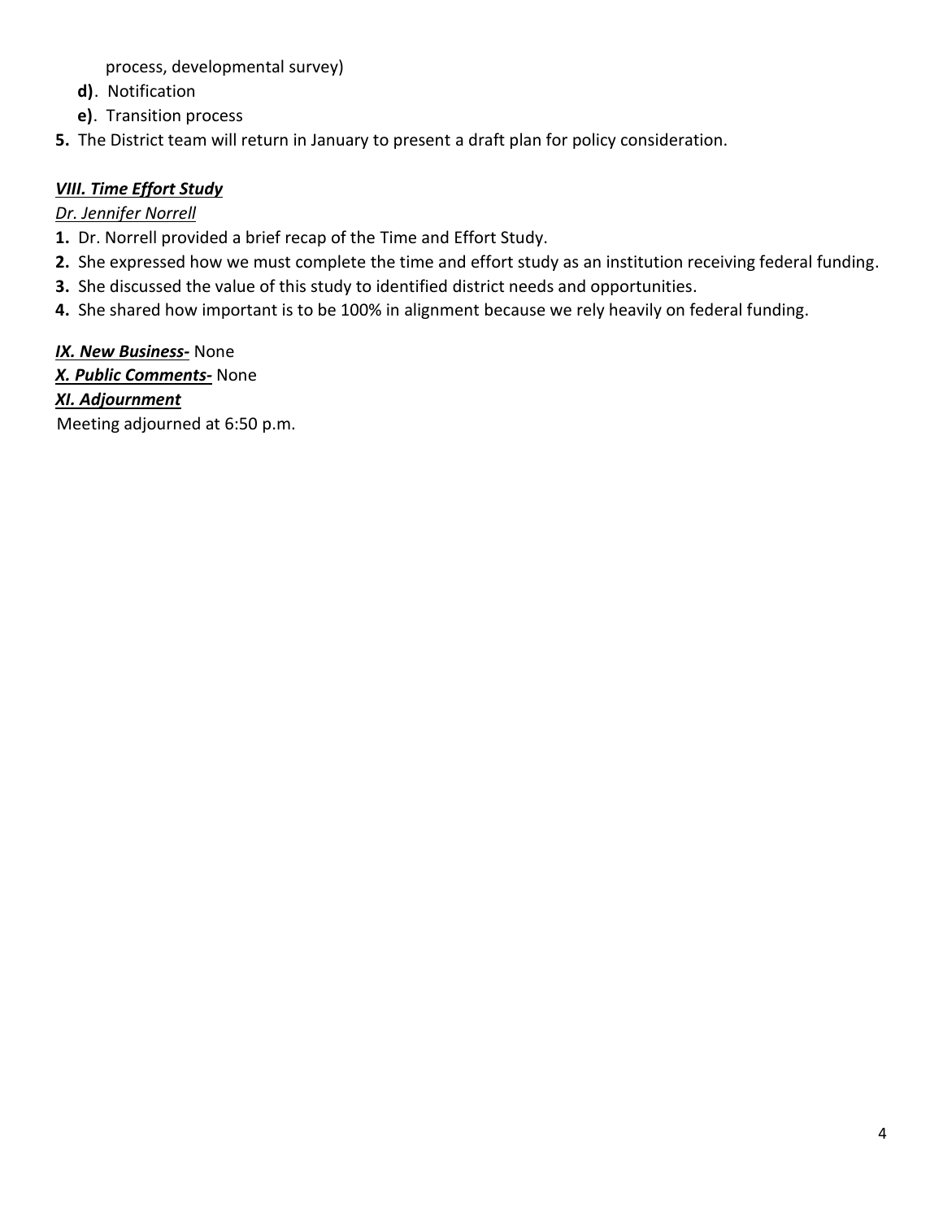process, developmental survey)

- **d)**. Notification
- **e)**. Transition process

**5.** The District team will return in January to present a draft plan for policy consideration.

***VIII. Time Effort Study***

*Dr. Jennifer Norrell*

**1.** Dr. Norrell provided a brief recap of the Time and Effort Study.

**2.** She expressed how we must complete the time and effort study as an institution receiving federal funding.

**3.** She discussed the value of this study to identified district needs and opportunities.

**4.** She shared how important is to be 100% in alignment because we rely heavily on federal funding.

***IX. New Business-*** None

***X. Public Comments-*** None

***XI. Adjournment***

Meeting adjourned at 6:50 p.m.